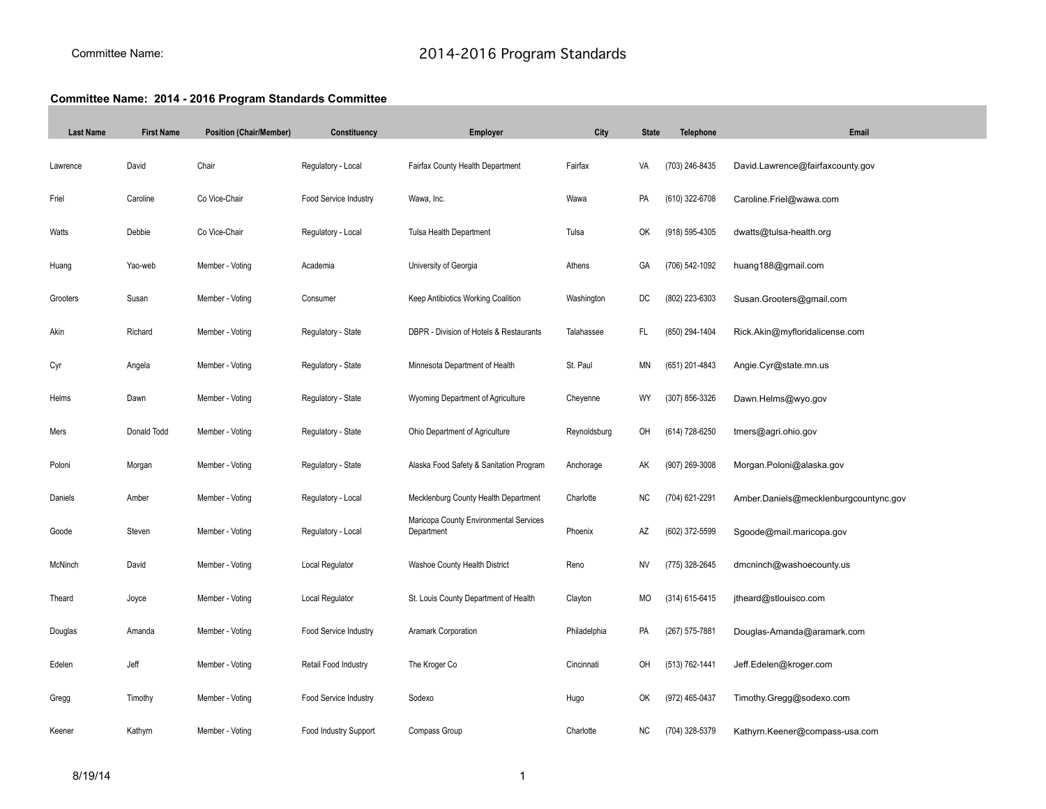Committee Name: 2014-2016 Program Standards

**Committee Name: 2014 - 2016 Program Standards Committee**

| Last Name | First Name | Position (Chair/Member) | Constituency | Employer | City | State | Telephone | Email |
|---|---|---|---|---|---|---|---|---|
| Lawrence | David | Chair | Regulatory - Local | Fairfax County Health Department | Fairfax | VA | (703) 246-8435 | David.Lawrence@fairfaxcounty.gov |
| Friel | Caroline | Co Vice-Chair | Food Service Industry | Wawa, Inc. | Wawa | PA | (610) 322-6708 | Caroline.Friel@wawa.com |
| Watts | Debbie | Co Vice-Chair | Regulatory - Local | Tulsa Health Department | Tulsa | OK | (918) 595-4305 | dwatts@tulsa-health.org |
| Huang | Yao-web | Member - Voting | Academia | University of Georgia | Athens | GA | (706) 542-1092 | huang188@gmail.com |
| Grooters | Susan | Member - Voting | Consumer | Keep Antibiotics Working Coalition | Washington | DC | (802) 223-6303 | Susan.Grooters@gmail.com |
| Akin | Richard | Member - Voting | Regulatory - State | DBPR - Division of Hotels & Restaurants | Talahassee | FL | (850) 294-1404 | Rick.Akin@myfloridalicense.com |
| Cyr | Angela | Member - Voting | Regulatory - State | Minnesota Department of Health | St. Paul | MN | (651) 201-4843 | Angie.Cyr@state.mn.us |
| Helms | Dawn | Member - Voting | Regulatory - State | Wyoming Department of Agriculture | Cheyenne | WY | (307) 856-3326 | Dawn.Helms@wyo.gov |
| Mers | Donald Todd | Member - Voting | Regulatory - State | Ohio Department of Agriculture | Reynoldsburg | OH | (614) 728-6250 | tmers@agri.ohio.gov |
| Poloni | Morgan | Member - Voting | Regulatory - State | Alaska Food Safety & Sanitation Program | Anchorage | AK | (907) 269-3008 | Morgan.Poloni@alaska.gov |
| Daniels | Amber | Member - Voting | Regulatory - Local | Mecklenburg County Health Department | Charlotte | NC | (704) 621-2291 | Amber.Daniels@mecklenburgcountync.gov |
| Goode | Steven | Member - Voting | Regulatory - Local | Maricopa County Environmental Services Department | Phoenix | AZ | (602) 372-5599 | Sgoode@mail.maricopa.gov |
| McNinch | David | Member - Voting | Local Regulator | Washoe County Health District | Reno | NV | (775) 328-2645 | dmcninch@washoecounty.us |
| Theard | Joyce | Member - Voting | Local Regulator | St. Louis County Department of Health | Clayton | MO | (314) 615-6415 | jtheard@stlouisco.com |
| Douglas | Amanda | Member - Voting | Food Service Industry | Aramark Corporation | Philadelphia | PA | (267) 575-7881 | Douglas-Amanda@aramark.com |
| Edelen | Jeff | Member - Voting | Retail Food Industry | The Kroger Co | Cincinnati | OH | (513) 762-1441 | Jeff.Edelen@kroger.com |
| Gregg | Timothy | Member - Voting | Food Service Industry | Sodexo | Hugo | OK | (972) 465-0437 | Timothy.Gregg@sodexo.com |
| Keener | Kathyrn | Member - Voting | Food Industry Support | Compass Group | Charlotte | NC | (704) 328-5379 | Kathyrn.Keener@compass-usa.com |

8/19/14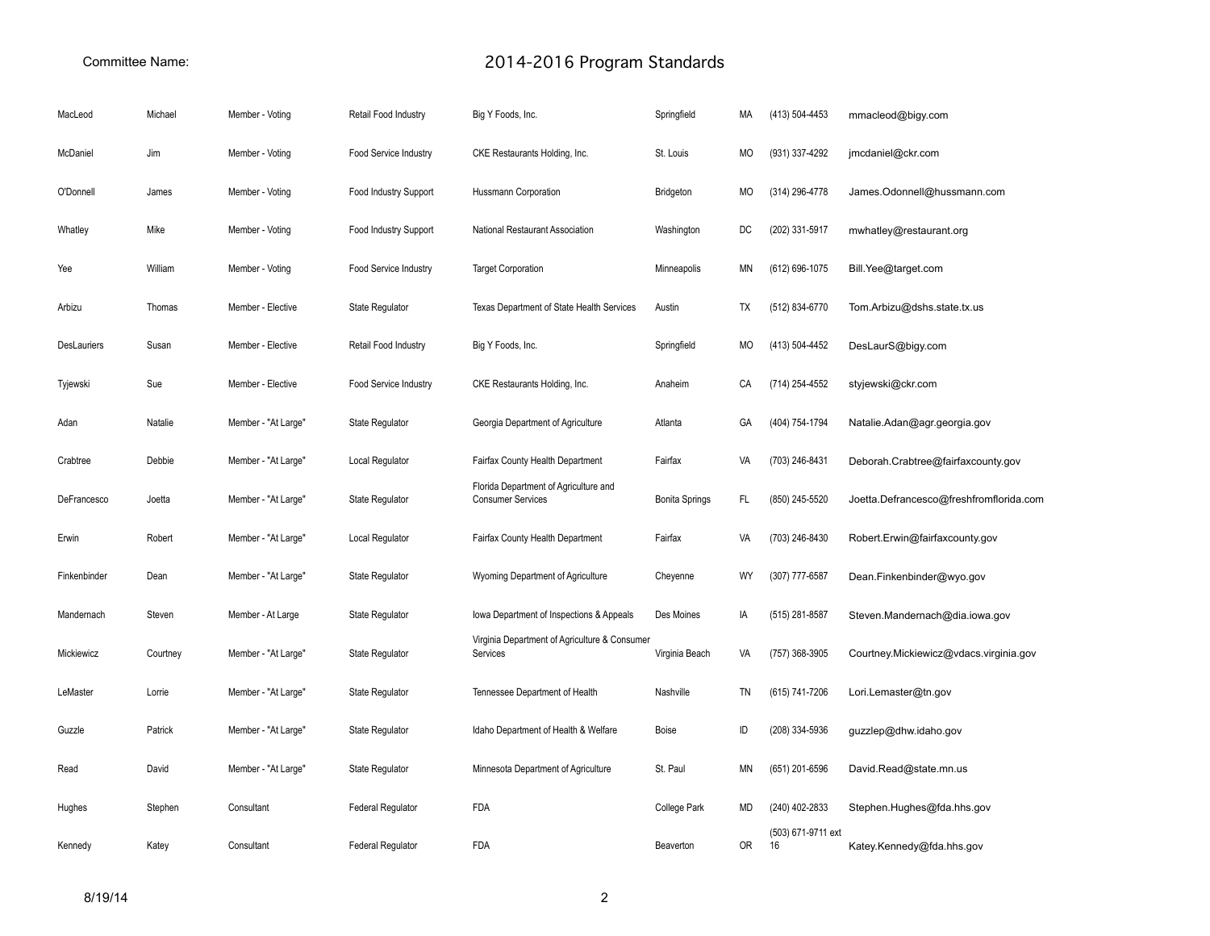Committee Name:

# 2014-2016 Program Standards

| | | | | | | | | |
|---|---|---|---|---|---|---|---|---|
| MacLeod | Michael | Member - Voting | Retail Food Industry | Big Y Foods, Inc. | Springfield | MA | (413) 504-4453 | mmacleod@bigy.com |
| McDaniel | Jim | Member - Voting | Food Service Industry | CKE Restaurants Holding, Inc. | St. Louis | MO | (931) 337-4292 | jmcdaniel@ckr.com |
| O'Donnell | James | Member - Voting | Food Industry Support | Hussmann Corporation | Bridgeton | MO | (314) 296-4778 | James.Odonnell@hussmann.com |
| Whatley | Mike | Member - Voting | Food Industry Support | National Restaurant Association | Washington | DC | (202) 331-5917 | mwhatley@restaurant.org |
| Yee | William | Member - Voting | Food Service Industry | Target Corporation | Minneapolis | MN | (612) 696-1075 | Bill.Yee@target.com |
| Arbizu | Thomas | Member - Elective | State Regulator | Texas Department of State Health Services | Austin | TX | (512) 834-6770 | Tom.Arbizu@dshs.state.tx.us |
| DesLauriers | Susan | Member - Elective | Retail Food Industry | Big Y Foods, Inc. | Springfield | MO | (413) 504-4452 | DesLaurS@bigy.com |
| Tyjewski | Sue | Member - Elective | Food Service Industry | CKE Restaurants Holding, Inc. | Anaheim | CA | (714) 254-4552 | styjewski@ckr.com |
| Adan | Natalie | Member - "At Large" | State Regulator | Georgia Department of Agriculture | Atlanta | GA | (404) 754-1794 | Natalie.Adan@agr.georgia.gov |
| Crabtree | Debbie | Member - "At Large" | Local Regulator | Fairfax County Health Department | Fairfax | VA | (703) 246-8431 | Deborah.Crabtree@fairfaxcounty.gov |
| DeFrancesco | Joetta | Member - "At Large" | State Regulator | Florida Department of Agriculture and Consumer Services | Bonita Springs | FL | (850) 245-5520 | Joetta.Defrancesco@freshfromflorida.com |
| Erwin | Robert | Member - "At Large" | Local Regulator | Fairfax County Health Department | Fairfax | VA | (703) 246-8430 | Robert.Erwin@fairfaxcounty.gov |
| Finkenbinder | Dean | Member - "At Large" | State Regulator | Wyoming Department of Agriculture | Cheyenne | WY | (307) 777-6587 | Dean.Finkenbinder@wyo.gov |
| Mandernach | Steven | Member - At Large | State Regulator | Iowa Department of Inspections & Appeals | Des Moines | IA | (515) 281-8587 | Steven.Mandernach@dia.iowa.gov |
| Mickiewicz | Courtney | Member - "At Large" | State Regulator | Virginia Department of Agriculture & Consumer Services | Virginia Beach | VA | (757) 368-3905 | Courtney.Mickiewicz@vdacs.virginia.gov |
| LeMaster | Lorrie | Member - "At Large" | State Regulator | Tennessee Department of Health | Nashville | TN | (615) 741-7206 | Lori.Lemaster@tn.gov |
| Guzzle | Patrick | Member - "At Large" | State Regulator | Idaho Department of Health & Welfare | Boise | ID | (208) 334-5936 | guzzlep@dhw.idaho.gov |
| Read | David | Member - "At Large" | State Regulator | Minnesota Department of Agriculture | St. Paul | MN | (651) 201-6596 | David.Read@state.mn.us |
| Hughes | Stephen | Consultant | Federal Regulator | FDA | College Park | MD | (240) 402-2833 | Stephen.Hughes@fda.hhs.gov |
| Kennedy | Katey | Consultant | Federal Regulator | FDA | Beaverton | OR | (503) 671-9711 ext 16 | Katey.Kennedy@fda.hhs.gov |

8/19/14